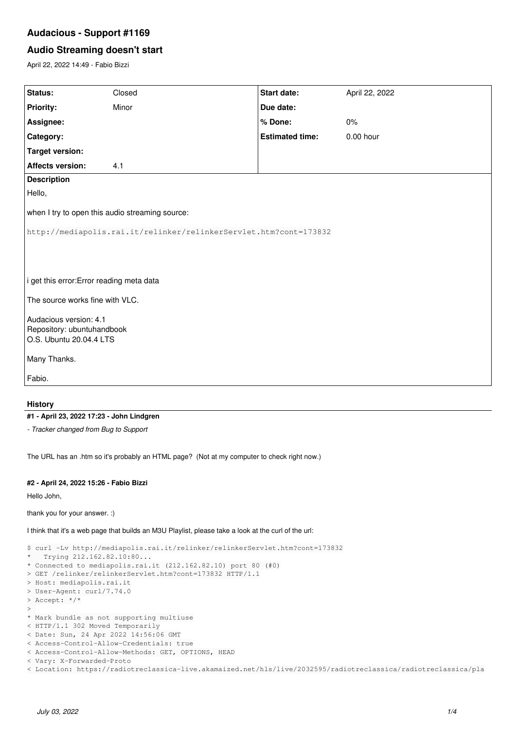# Audacious - Support #1169

## Audio Streaming doesn't start

April 22, 2022 14:49 - Fabio Bizzi

| Status: | Closed | Start date: | April 22, 2022 |
|---|---|---|---|
| Priority: | Minor | Due date: | |
| Assignee: | | % Done: | 0% |
| Category: | | Estimated time: | 0.00 hour |
| Target version: | | | |
| Affects version: | 4.1 | | |

**Description**

Hello,

when I try to open this audio streaming source:

`http://mediapolis.rai.it/relinker/relinkerServlet.htm?cont=173832`

i get this error:Error reading meta data

The source works fine with VLC.

Audacious version: 4.1
Repository: ubuntuhandbook
O.S. Ubuntu 20.04.4 LTS

Many Thanks.

Fabio.

### History

#### #1 - April 23, 2022 17:23 - John Lindgren

*- Tracker changed from Bug to Support*

The URL has an .htm so it's probably an HTML page? (Not at my computer to check right now.)

#### #2 - April 24, 2022 15:26 - Fabio Bizzi

Hello John,

thank you for your answer. :)

I think that it's a web page that builds an M3U Playlist, please take a look at the curl of the url:

```
$ curl -Lv http://mediapolis.rai.it/relinker/relinkerServlet.htm?cont=173832
*   Trying 212.162.82.10:80...
* Connected to mediapolis.rai.it (212.162.82.10) port 80 (#0)
> GET /relinker/relinkerServlet.htm?cont=173832 HTTP/1.1
> Host: mediapolis.rai.it
> User-Agent: curl/7.74.0
> Accept: */*
>
* Mark bundle as not supporting multiuse
< HTTP/1.1 302 Moved Temporarily
< Date: Sun, 24 Apr 2022 14:56:06 GMT
< Access-Control-Allow-Credentials: true
< Access-Control-Allow-Methods: GET, OPTIONS, HEAD
< Vary: X-Forwarded-Proto
< Location: https://radiotreclassica-live.akamaized.net/hls/live/2032595/radiotreclassica/radiotreclassica/pla
```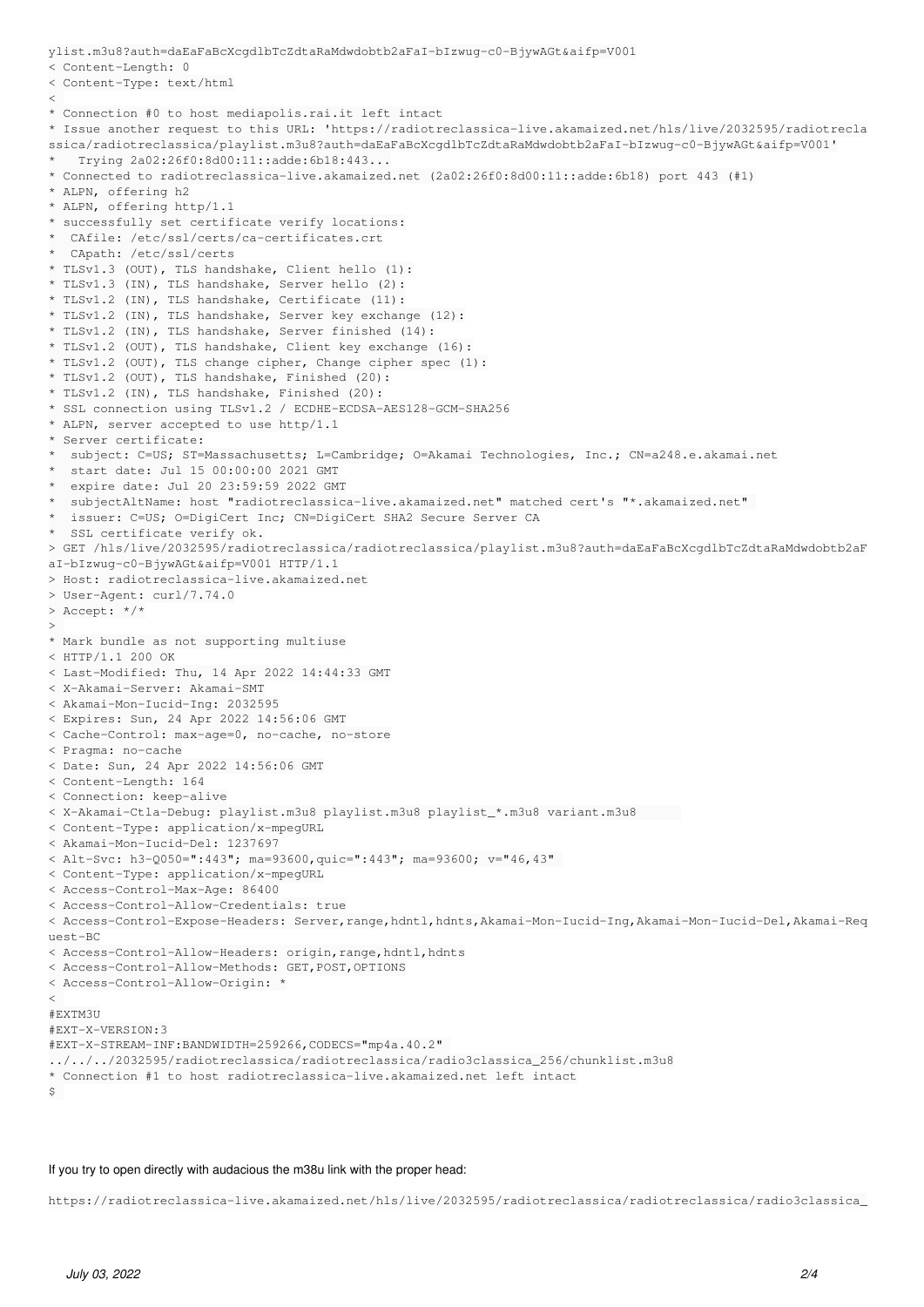```
ylist.m3u8?auth=daEaFaBcXcgdlbTcZdtaRaMdwdobtb2aFaI-bIzwug-c0-BjywAGt&aifp=V001
< Content-Length: 0
< Content-Type: text/html
<
* Connection #0 to host mediapolis.rai.it left intact
* Issue another request to this URL: 'https://radiotreclassica-live.akamaized.net/hls/live/2032595/radiotrecla
ssica/radiotreclassica/playlist.m3u8?auth=daEaFaBcXcgdlbTcZdtaRaMdwdobtb2aFaI-bIzwug-c0-BjywAGt&aifp=V001'
*   Trying 2a02:26f0:8d00:11::adde:6b18:443...
* Connected to radiotreclassica-live.akamaized.net (2a02:26f0:8d00:11::adde:6b18) port 443 (#1)
* ALPN, offering h2
* ALPN, offering http/1.1
* successfully set certificate verify locations:
*  CAfile: /etc/ssl/certs/ca-certificates.crt
*  CApath: /etc/ssl/certs
* TLSv1.3 (OUT), TLS handshake, Client hello (1):
* TLSv1.3 (IN), TLS handshake, Server hello (2):
* TLSv1.2 (IN), TLS handshake, Certificate (11):
* TLSv1.2 (IN), TLS handshake, Server key exchange (12):
* TLSv1.2 (IN), TLS handshake, Server finished (14):
* TLSv1.2 (OUT), TLS handshake, Client key exchange (16):
* TLSv1.2 (OUT), TLS change cipher, Change cipher spec (1):
* TLSv1.2 (OUT), TLS handshake, Finished (20):
* TLSv1.2 (IN), TLS handshake, Finished (20):
* SSL connection using TLSv1.2 / ECDHE-ECDSA-AES128-GCM-SHA256
* ALPN, server accepted to use http/1.1
* Server certificate:
*  subject: C=US; ST=Massachusetts; L=Cambridge; O=Akamai Technologies, Inc.; CN=a248.e.akamai.net
*  start date: Jul 15 00:00:00 2021 GMT
*  expire date: Jul 20 23:59:59 2022 GMT
*  subjectAltName: host "radiotreclassica-live.akamaized.net" matched cert's "*.akamaized.net"
*  issuer: C=US; O=DigiCert Inc; CN=DigiCert SHA2 Secure Server CA
*  SSL certificate verify ok.
> GET /hls/live/2032595/radiotreclassica/radiotreclassica/playlist.m3u8?auth=daEaFaBcXcgdlbTcZdtaRaMdwdobtb2aF
aI-bIzwug-c0-BjywAGt&aifp=V001 HTTP/1.1
> Host: radiotreclassica-live.akamaized.net
> User-Agent: curl/7.74.0
> Accept: */*
>
* Mark bundle as not supporting multiuse
< HTTP/1.1 200 OK
< Last-Modified: Thu, 14 Apr 2022 14:44:33 GMT
< X-Akamai-Server: Akamai-SMT
< Akamai-Mon-Iucid-Ing: 2032595
< Expires: Sun, 24 Apr 2022 14:56:06 GMT
< Cache-Control: max-age=0, no-cache, no-store
< Pragma: no-cache
< Date: Sun, 24 Apr 2022 14:56:06 GMT
< Content-Length: 164
< Connection: keep-alive
< X-Akamai-Ctla-Debug: playlist.m3u8 playlist.m3u8 playlist_*.m3u8 variant.m3u8
< Content-Type: application/x-mpegURL
< Akamai-Mon-Iucid-Del: 1237697
< Alt-Svc: h3-Q050=":443"; ma=93600,quic=":443"; ma=93600; v="46,43"
< Content-Type: application/x-mpegURL
< Access-Control-Max-Age: 86400
< Access-Control-Allow-Credentials: true
< Access-Control-Expose-Headers: Server,range,hdntl,hdnts,Akamai-Mon-Iucid-Ing,Akamai-Mon-Iucid-Del,Akamai-Req
uest-BC
< Access-Control-Allow-Headers: origin,range,hdntl,hdnts
< Access-Control-Allow-Methods: GET,POST,OPTIONS
< Access-Control-Allow-Origin: *
<
#EXTM3U
#EXT-X-VERSION:3
#EXT-X-STREAM-INF:BANDWIDTH=259266,CODECS="mp4a.40.2"
../../../2032595/radiotreclassica/radiotreclassica/radio3classica_256/chunklist.m3u8
* Connection #1 to host radiotreclassica-live.akamaized.net left intact
$
```

If you try to open directly with audacious the m38u link with the proper head:

```
https://radiotreclassica-live.akamaized.net/hls/live/2032595/radiotreclassica/radiotreclassica/radio3classica_
```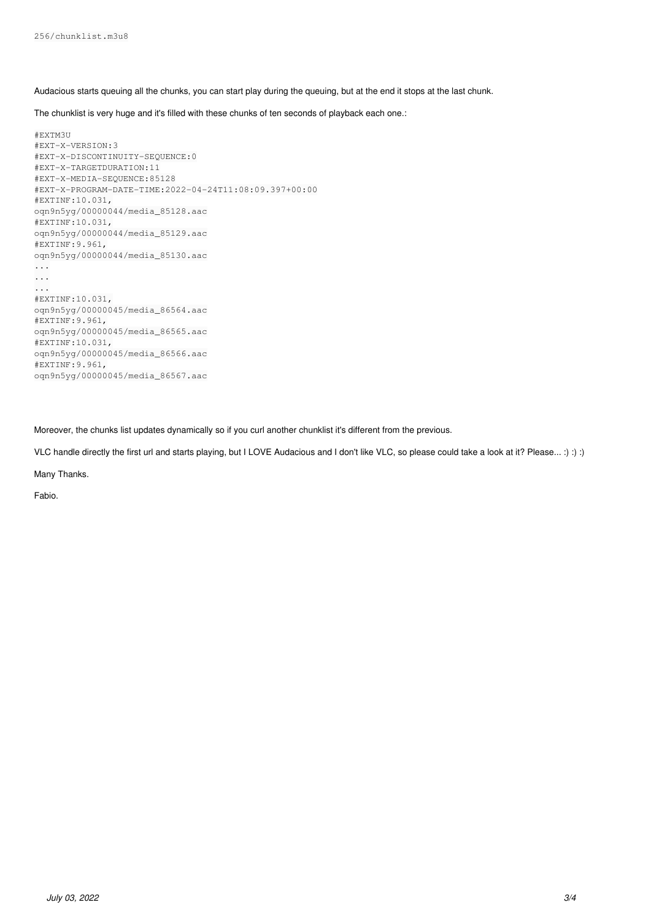```
256/chunklist.m3u8
```

Audacious starts queuing all the chunks, you can start play during the queuing, but at the end it stops at the last chunk.

The chunklist is very huge and it's filled with these chunks of ten seconds of playback each one.:

```
#EXTM3U
#EXT-X-VERSION:3
#EXT-X-DISCONTINUITY-SEQUENCE:0
#EXT-X-TARGETDURATION:11
#EXT-X-MEDIA-SEQUENCE:85128
#EXT-X-PROGRAM-DATE-TIME:2022-04-24T11:08:09.397+00:00
#EXTINF:10.031,
oqn9n5yg/00000044/media_85128.aac
#EXTINF:10.031,
oqn9n5yg/00000044/media_85129.aac
#EXTINF:9.961,
oqn9n5yg/00000044/media_85130.aac
...
...
...
#EXTINF:10.031,
oqn9n5yg/00000045/media_86564.aac
#EXTINF:9.961,
oqn9n5yg/00000045/media_86565.aac
#EXTINF:10.031,
oqn9n5yg/00000045/media_86566.aac
#EXTINF:9.961,
oqn9n5yg/00000045/media_86567.aac
```

Moreover, the chunks list updates dynamically so if you curl another chunklist it's different from the previous.

VLC handle directly the first url and starts playing, but I LOVE Audacious and I don't like VLC, so please could take a look at it? Please... :) :) :)

Many Thanks.

Fabio.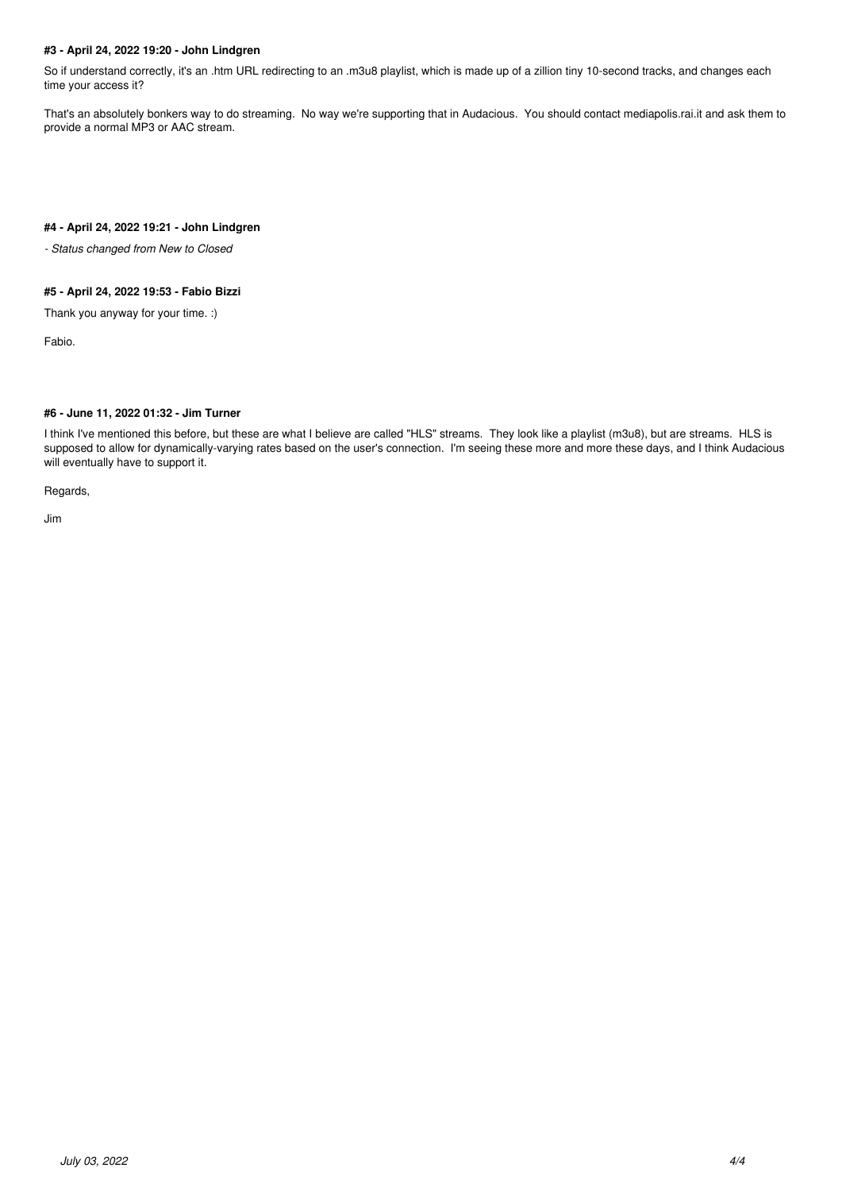#### #3 - April 24, 2022 19:20 - John Lindgren

So if understand correctly, it's an .htm URL redirecting to an .m3u8 playlist, which is made up of a zillion tiny 10-second tracks, and changes each time your access it?

That's an absolutely bonkers way to do streaming. No way we're supporting that in Audacious. You should contact mediapolis.rai.it and ask them to provide a normal MP3 or AAC stream.

#### #4 - April 24, 2022 19:21 - John Lindgren

*- Status changed from New to Closed*

#### #5 - April 24, 2022 19:53 - Fabio Bizzi

Thank you anyway for your time. :)

Fabio.

#### #6 - June 11, 2022 01:32 - Jim Turner

I think I've mentioned this before, but these are what I believe are called "HLS" streams. They look like a playlist (m3u8), but are streams. HLS is supposed to allow for dynamically-varying rates based on the user's connection. I'm seeing these more and more these days, and I think Audacious will eventually have to support it.

Regards,

Jim